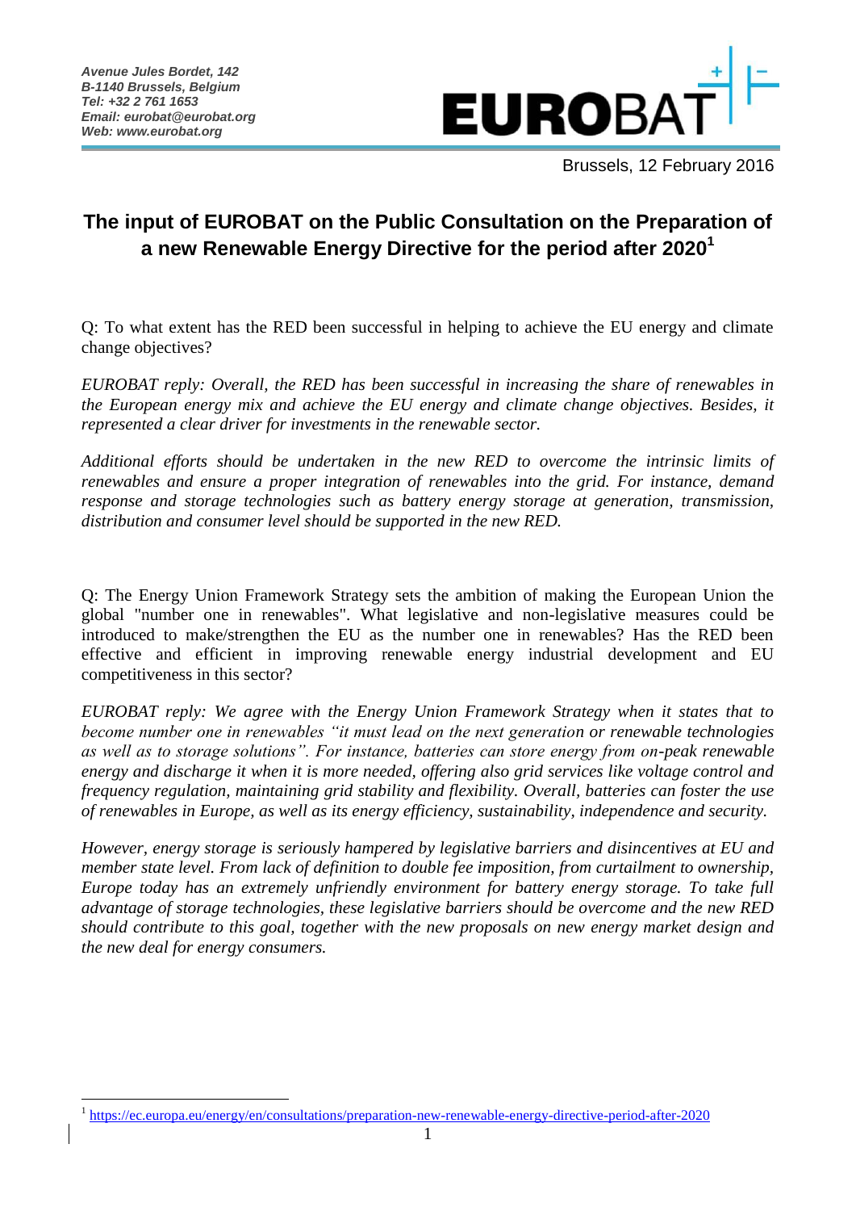Avenue Jules Bordet, 142
B-1140 Brussels, Belgium
Tel: +32 2 761 1653
Email: eurobat@eurobat.org
Web: www.eurobat.org

**EUROBAT**

Brussels, 12 February 2016

# The input of EUROBAT on the Public Consultation on the Preparation of a new Renewable Energy Directive for the period after 2020[1]

Q: To what extent has the RED been successful in helping to achieve the EU energy and climate change objectives?

*EUROBAT reply: Overall, the RED has been successful in increasing the share of renewables in the European energy mix and achieve the EU energy and climate change objectives. Besides, it represented a clear driver for investments in the renewable sector.*

*Additional efforts should be undertaken in the new RED to overcome the intrinsic limits of renewables and ensure a proper integration of renewables into the grid. For instance, demand response and storage technologies such as battery energy storage at generation, transmission, distribution and consumer level should be supported in the new RED.*

Q: The Energy Union Framework Strategy sets the ambition of making the European Union the global "number one in renewables". What legislative and non-legislative measures could be introduced to make/strengthen the EU as the number one in renewables? Has the RED been effective and efficient in improving renewable energy industrial development and EU competitiveness in this sector?

*EUROBAT reply: We agree with the Energy Union Framework Strategy when it states that to become number one in renewables "it must lead on the next generation or renewable technologies as well as to storage solutions". For instance, batteries can store energy from on-peak renewable energy and discharge it when it is more needed, offering also grid services like voltage control and frequency regulation, maintaining grid stability and flexibility. Overall, batteries can foster the use of renewables in Europe, as well as its energy efficiency, sustainability, independence and security.*

*However, energy storage is seriously hampered by legislative barriers and disincentives at EU and member state level. From lack of definition to double fee imposition, from curtailment to ownership, Europe today has an extremely unfriendly environment for battery energy storage. To take full advantage of storage technologies, these legislative barriers should be overcome and the new RED should contribute to this goal, together with the new proposals on new energy market design and the new deal for energy consumers.*

---

[1] https://ec.europa.eu/energy/en/consultations/preparation-new-renewable-energy-directive-period-after-2020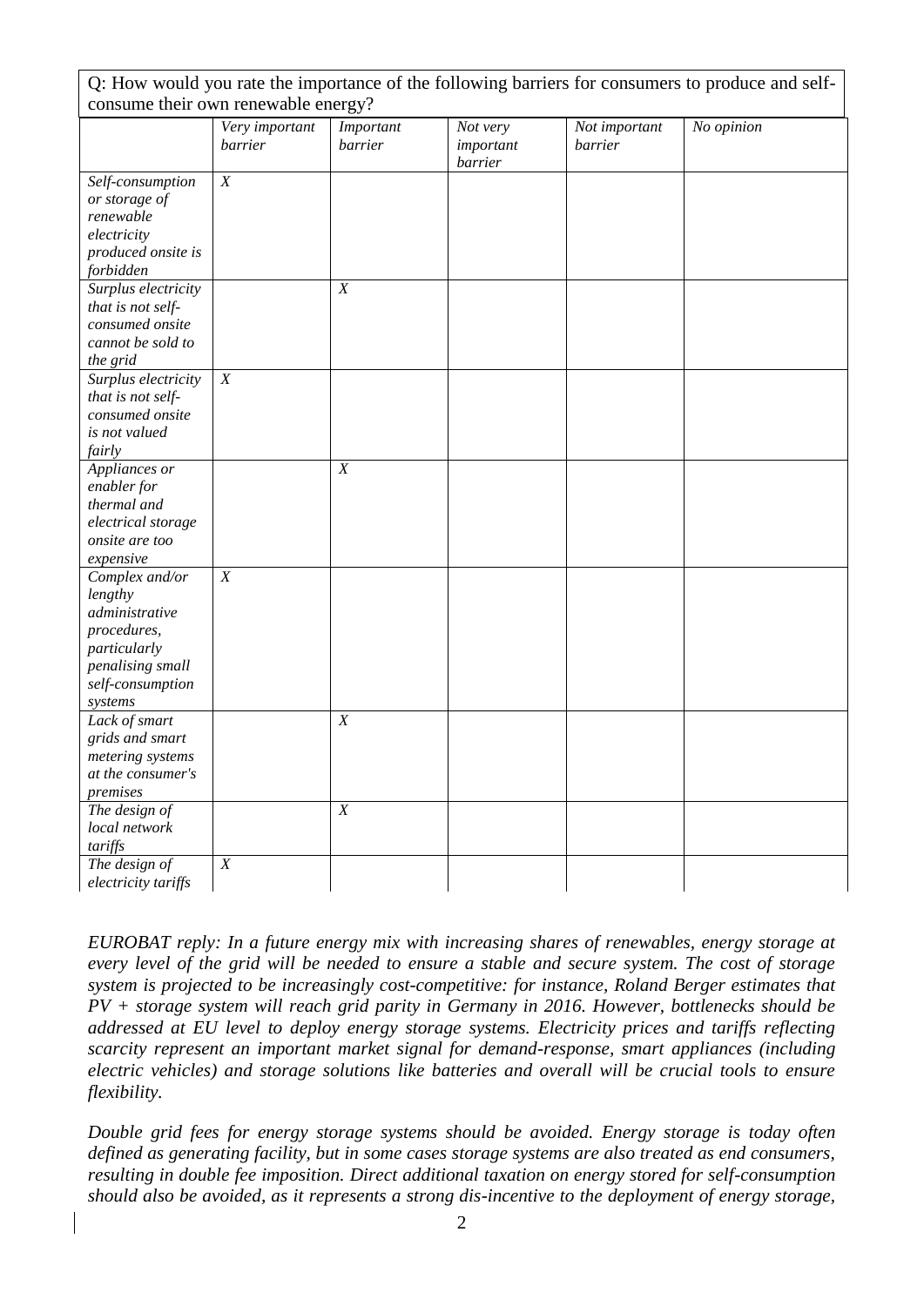Q: How would you rate the importance of the following barriers for consumers to produce and self-consume their own renewable energy?

| | *Very important barrier* | *Important barrier* | *Not very important barrier* | *Not important barrier* | *No opinion* |
|---|---|---|---|---|---|
| *Self-consumption or storage of renewable electricity produced onsite is forbidden* | *X* | | | | |
| *Surplus electricity that is not self-consumed onsite cannot be sold to the grid* | | *X* | | | |
| *Surplus electricity that is not self-consumed onsite is not valued fairly* | *X* | | | | |
| *Appliances or enabler for thermal and electrical storage onsite are too expensive* | | *X* | | | |
| *Complex and/or lengthy administrative procedures, particularly penalising small self-consumption systems* | *X* | | | | |
| *Lack of smart grids and smart metering systems at the consumer's premises* | | *X* | | | |
| *The design of local network tariffs* | | *X* | | | |
| *The design of electricity tariffs* | *X* | | | | |

*EUROBAT reply: In a future energy mix with increasing shares of renewables, energy storage at every level of the grid will be needed to ensure a stable and secure system. The cost of storage system is projected to be increasingly cost-competitive: for instance, Roland Berger estimates that PV + storage system will reach grid parity in Germany in 2016. However, bottlenecks should be addressed at EU level to deploy energy storage systems. Electricity prices and tariffs reflecting scarcity represent an important market signal for demand-response, smart appliances (including electric vehicles) and storage solutions like batteries and overall will be crucial tools to ensure flexibility.*

*Double grid fees for energy storage systems should be avoided. Energy storage is today often defined as generating facility, but in some cases storage systems are also treated as end consumers, resulting in double fee imposition. Direct additional taxation on energy stored for self-consumption should also be avoided, as it represents a strong dis-incentive to the deployment of energy storage,*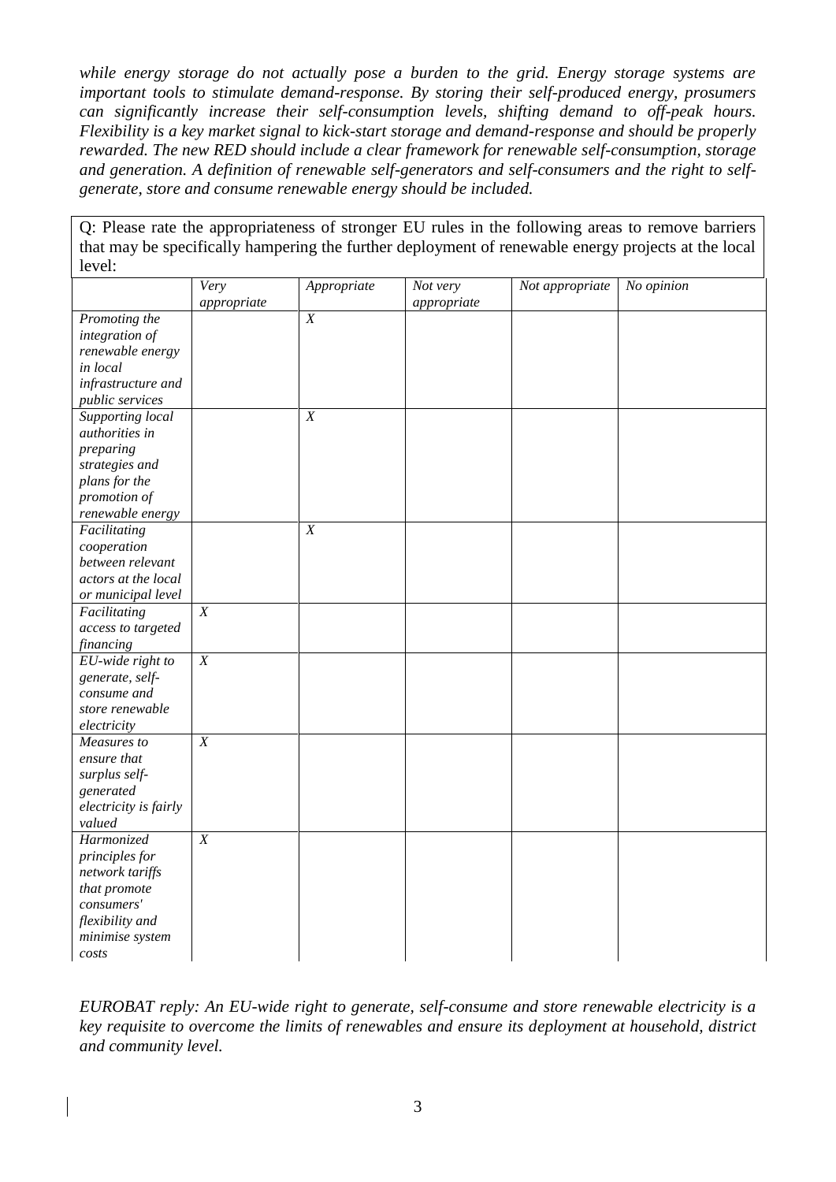*while energy storage do not actually pose a burden to the grid. Energy storage systems are important tools to stimulate demand-response. By storing their self-produced energy, prosumers can significantly increase their self-consumption levels, shifting demand to off-peak hours. Flexibility is a key market signal to kick-start storage and demand-response and should be properly rewarded. The new RED should include a clear framework for renewable self-consumption, storage and generation. A definition of renewable self-generators and self-consumers and the right to self-generate, store and consume renewable energy should be included.*

Q: Please rate the appropriateness of stronger EU rules in the following areas to remove barriers that may be specifically hampering the further deployment of renewable energy projects at the local level:

| | *Very appropriate* | *Appropriate* | *Not very appropriate* | *Not appropriate* | *No opinion* |
|---|---|---|---|---|---|
| *Promoting the integration of renewable energy in local infrastructure and public services* | | *X* | | | |
| *Supporting local authorities in preparing strategies and plans for the promotion of renewable energy* | | *X* | | | |
| *Facilitating cooperation between relevant actors at the local or municipal level* | | *X* | | | |
| *Facilitating access to targeted financing* | *X* | | | | |
| *EU-wide right to generate, self-consume and store renewable electricity* | *X* | | | | |
| *Measures to ensure that surplus self-generated electricity is fairly valued* | *X* | | | | |
| *Harmonized principles for network tariffs that promote consumers' flexibility and minimise system costs* | *X* | | | | |

*EUROBAT reply: An EU-wide right to generate, self-consume and store renewable electricity is a key requisite to overcome the limits of renewables and ensure its deployment at household, district and community level.*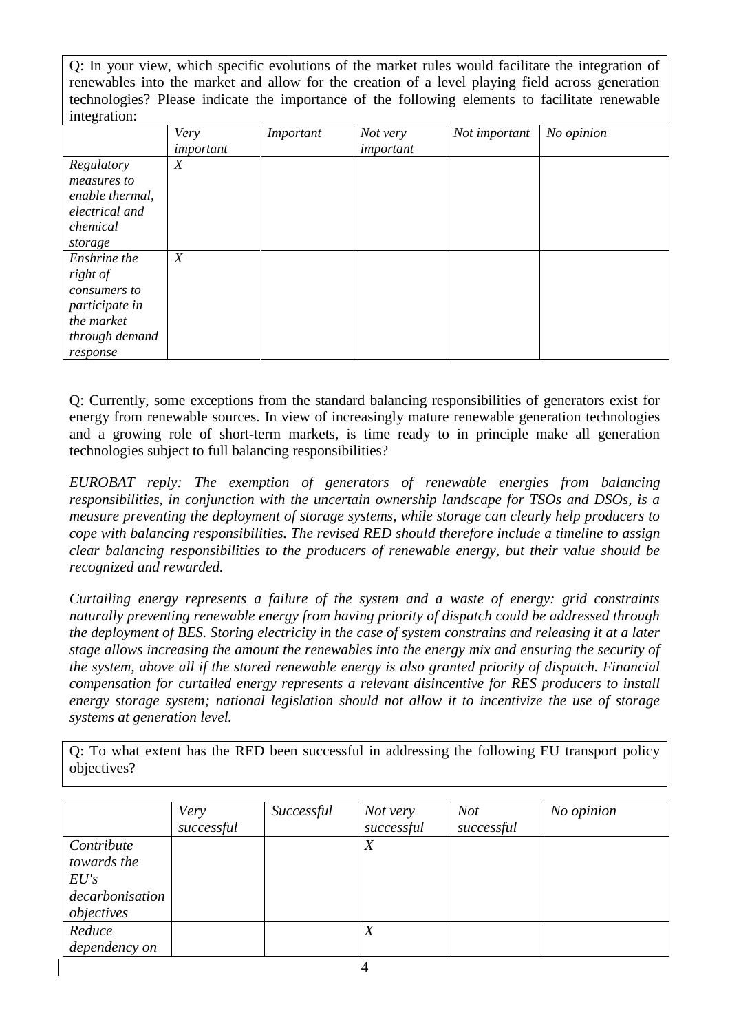Q: In your view, which specific evolutions of the market rules would facilitate the integration of renewables into the market and allow for the creation of a level playing field across generation technologies? Please indicate the importance of the following elements to facilitate renewable integration:

| | *Very important* | *Important* | *Not very important* | *Not important* | *No opinion* |
|---|---|---|---|---|---|
| *Regulatory measures to enable thermal, electrical and chemical storage* | *X* | | | | |
| *Enshrine the right of consumers to participate in the market through demand response* | *X* | | | | |

Q: Currently, some exceptions from the standard balancing responsibilities of generators exist for energy from renewable sources. In view of increasingly mature renewable generation technologies and a growing role of short-term markets, is time ready to in principle make all generation technologies subject to full balancing responsibilities?

*EUROBAT reply: The exemption of generators of renewable energies from balancing responsibilities, in conjunction with the uncertain ownership landscape for TSOs and DSOs, is a measure preventing the deployment of storage systems, while storage can clearly help producers to cope with balancing responsibilities. The revised RED should therefore include a timeline to assign clear balancing responsibilities to the producers of renewable energy, but their value should be recognized and rewarded.*

*Curtailing energy represents a failure of the system and a waste of energy: grid constraints naturally preventing renewable energy from having priority of dispatch could be addressed through the deployment of BES. Storing electricity in the case of system constrains and releasing it at a later stage allows increasing the amount the renewables into the energy mix and ensuring the security of the system, above all if the stored renewable energy is also granted priority of dispatch. Financial compensation for curtailed energy represents a relevant disincentive for RES producers to install energy storage system; national legislation should not allow it to incentivize the use of storage systems at generation level.*

Q: To what extent has the RED been successful in addressing the following EU transport policy objectives?

| | *Very successful* | *Successful* | *Not very successful* | *Not successful* | *No opinion* |
|---|---|---|---|---|---|
| *Contribute towards the EU's decarbonisation objectives* | | | *X* | | |
| *Reduce dependency on* | | | *X* | | |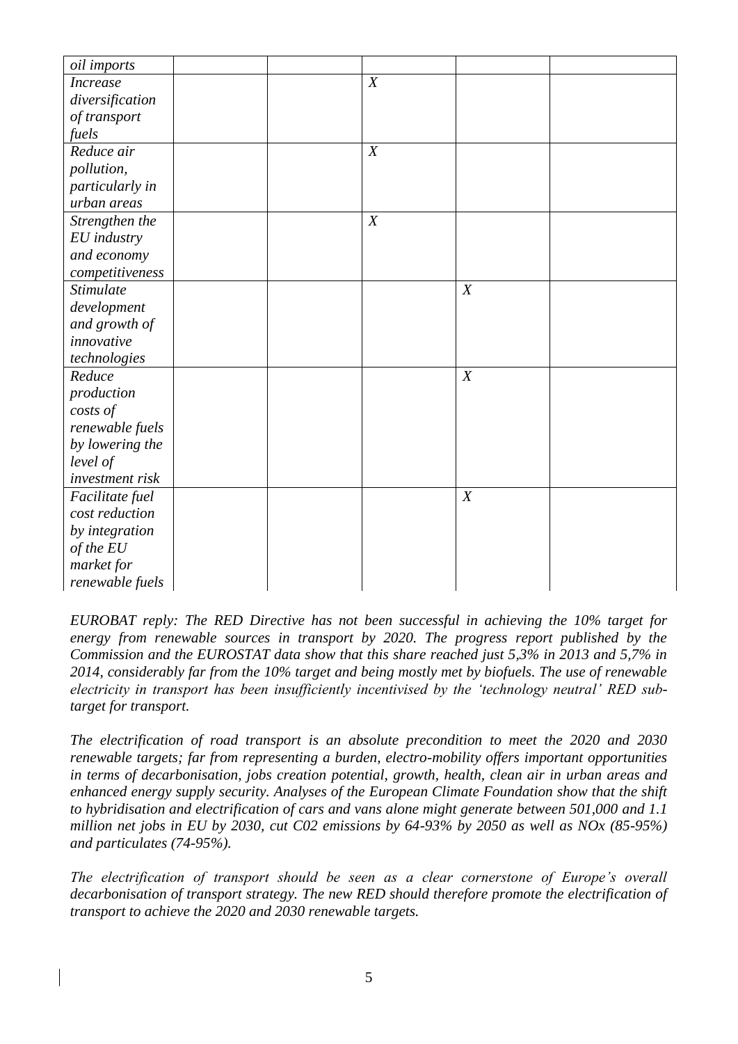| | | | | | |
|---|---|---|---|---|---|
| *oil imports* | | | | | |
| *Increase diversification of transport fuels* | | | *X* | | |
| *Reduce air pollution, particularly in urban areas* | | | *X* | | |
| *Strengthen the EU industry and economy competitiveness* | | | *X* | | |
| *Stimulate development and growth of innovative technologies* | | | | *X* | |
| *Reduce production costs of renewable fuels by lowering the level of investment risk* | | | | *X* | |
| *Facilitate fuel cost reduction by integration of the EU market for renewable fuels* | | | | *X* | |

*EUROBAT reply: The RED Directive has not been successful in achieving the 10% target for energy from renewable sources in transport by 2020. The progress report published by the Commission and the EUROSTAT data show that this share reached just 5,3% in 2013 and 5,7% in 2014, considerably far from the 10% target and being mostly met by biofuels. The use of renewable electricity in transport has been insufficiently incentivised by the 'technology neutral' RED sub-target for transport.*

*The electrification of road transport is an absolute precondition to meet the 2020 and 2030 renewable targets; far from representing a burden, electro-mobility offers important opportunities in terms of decarbonisation, jobs creation potential, growth, health, clean air in urban areas and enhanced energy supply security. Analyses of the European Climate Foundation show that the shift to hybridisation and electrification of cars and vans alone might generate between 501,000 and 1.1 million net jobs in EU by 2030, cut C02 emissions by 64-93% by 2050 as well as NOx (85-95%) and particulates (74-95%).*

*The electrification of transport should be seen as a clear cornerstone of Europe's overall decarbonisation of transport strategy. The new RED should therefore promote the electrification of transport to achieve the 2020 and 2030 renewable targets.*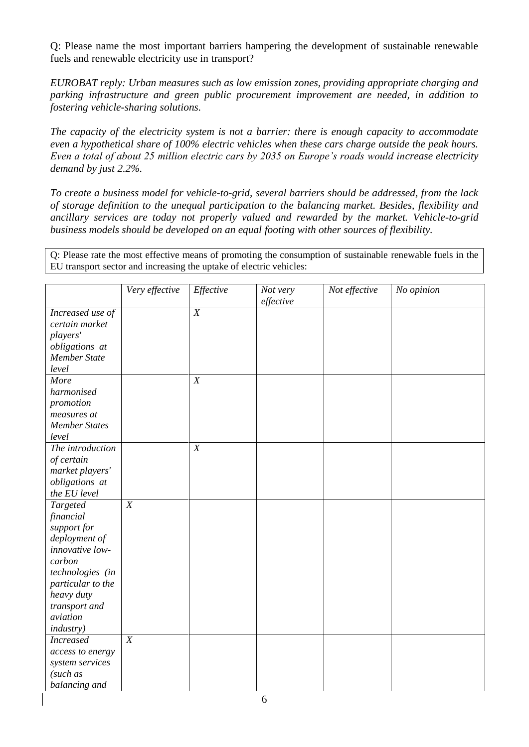Q: Please name the most important barriers hampering the development of sustainable renewable fuels and renewable electricity use in transport?

*EUROBAT reply: Urban measures such as low emission zones, providing appropriate charging and parking infrastructure and green public procurement improvement are needed, in addition to fostering vehicle-sharing solutions.*

*The capacity of the electricity system is not a barrier: there is enough capacity to accommodate even a hypothetical share of 100% electric vehicles when these cars charge outside the peak hours. Even a total of about 25 million electric cars by 2035 on Europe's roads would increase electricity demand by just 2.2%.*

*To create a business model for vehicle-to-grid, several barriers should be addressed, from the lack of storage definition to the unequal participation to the balancing market. Besides, flexibility and ancillary services are today not properly valued and rewarded by the market. Vehicle-to-grid business models should be developed on an equal footing with other sources of flexibility.*

Q: Please rate the most effective means of promoting the consumption of sustainable renewable fuels in the EU transport sector and increasing the uptake of electric vehicles:

| | *Very effective* | *Effective* | *Not very effective* | *Not effective* | *No opinion* |
|---|---|---|---|---|---|
| *Increased use of certain market players' obligations at Member State level* | | *X* | | | |
| *More harmonised promotion measures at Member States level* | | *X* | | | |
| *The introduction of certain market players' obligations at the EU level* | | *X* | | | |
| *Targeted financial support for deployment of innovative low-carbon technologies (in particular to the heavy duty transport and aviation industry)* | *X* | | | | |
| *Increased access to energy system services (such as balancing and* | *X* | | | | |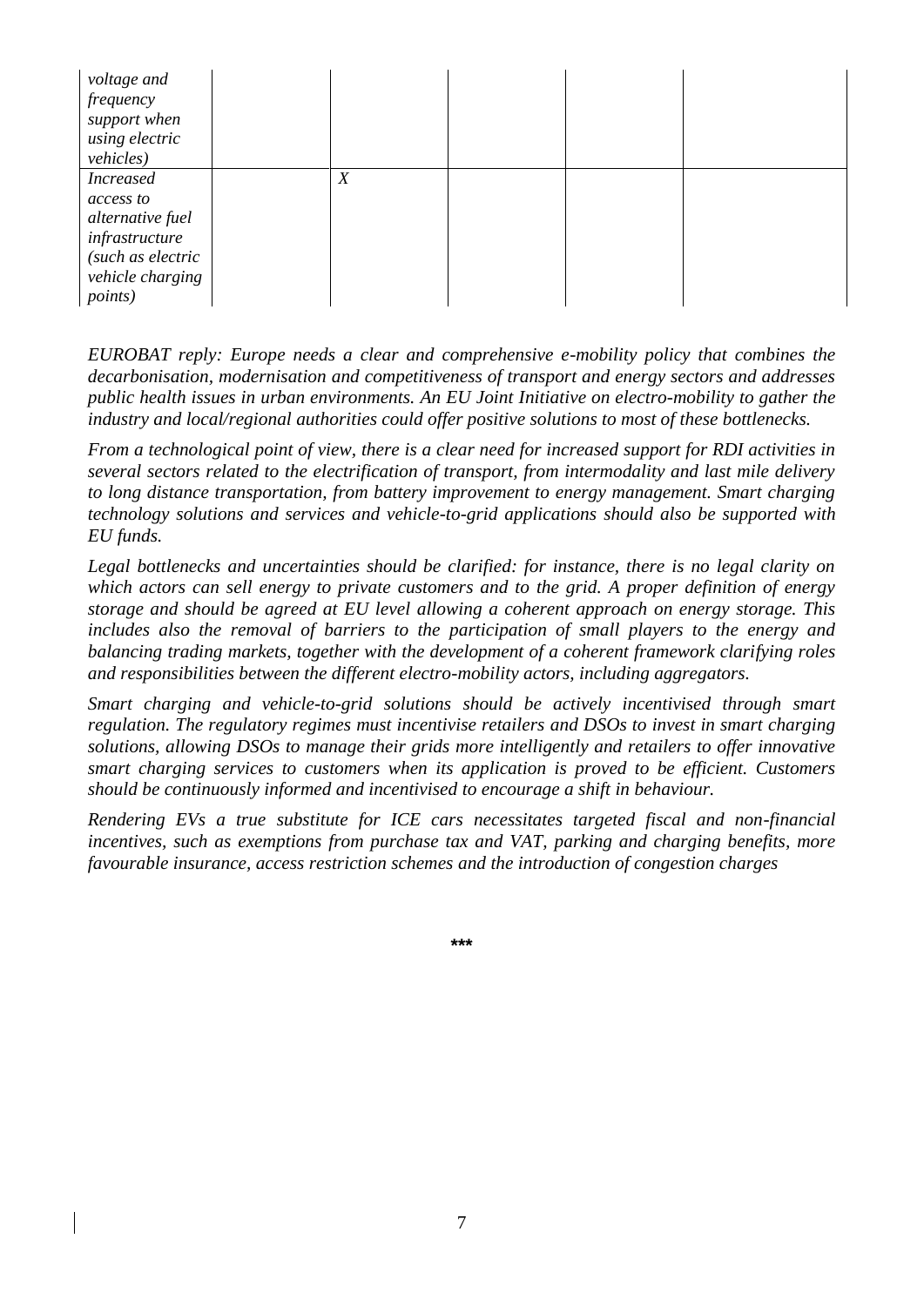| | | | | | |
|---|---|---|---|---|---|
| *voltage and frequency support when using electric vehicles)* | | | | | |
| *Increased access to alternative fuel infrastructure (such as electric vehicle charging points)* | | *X* | | | |

*EUROBAT reply: Europe needs a clear and comprehensive e-mobility policy that combines the decarbonisation, modernisation and competitiveness of transport and energy sectors and addresses public health issues in urban environments. An EU Joint Initiative on electro-mobility to gather the industry and local/regional authorities could offer positive solutions to most of these bottlenecks.*

*From a technological point of view, there is a clear need for increased support for RDI activities in several sectors related to the electrification of transport, from intermodality and last mile delivery to long distance transportation, from battery improvement to energy management. Smart charging technology solutions and services and vehicle-to-grid applications should also be supported with EU funds.*

*Legal bottlenecks and uncertainties should be clarified: for instance, there is no legal clarity on which actors can sell energy to private customers and to the grid. A proper definition of energy storage and should be agreed at EU level allowing a coherent approach on energy storage. This includes also the removal of barriers to the participation of small players to the energy and balancing trading markets, together with the development of a coherent framework clarifying roles and responsibilities between the different electro-mobility actors, including aggregators.*

*Smart charging and vehicle-to-grid solutions should be actively incentivised through smart regulation. The regulatory regimes must incentivise retailers and DSOs to invest in smart charging solutions, allowing DSOs to manage their grids more intelligently and retailers to offer innovative smart charging services to customers when its application is proved to be efficient. Customers should be continuously informed and incentivised to encourage a shift in behaviour.*

*Rendering EVs a true substitute for ICE cars necessitates targeted fiscal and non-financial incentives, such as exemptions from purchase tax and VAT, parking and charging benefits, more favourable insurance, access restriction schemes and the introduction of congestion charges*

***